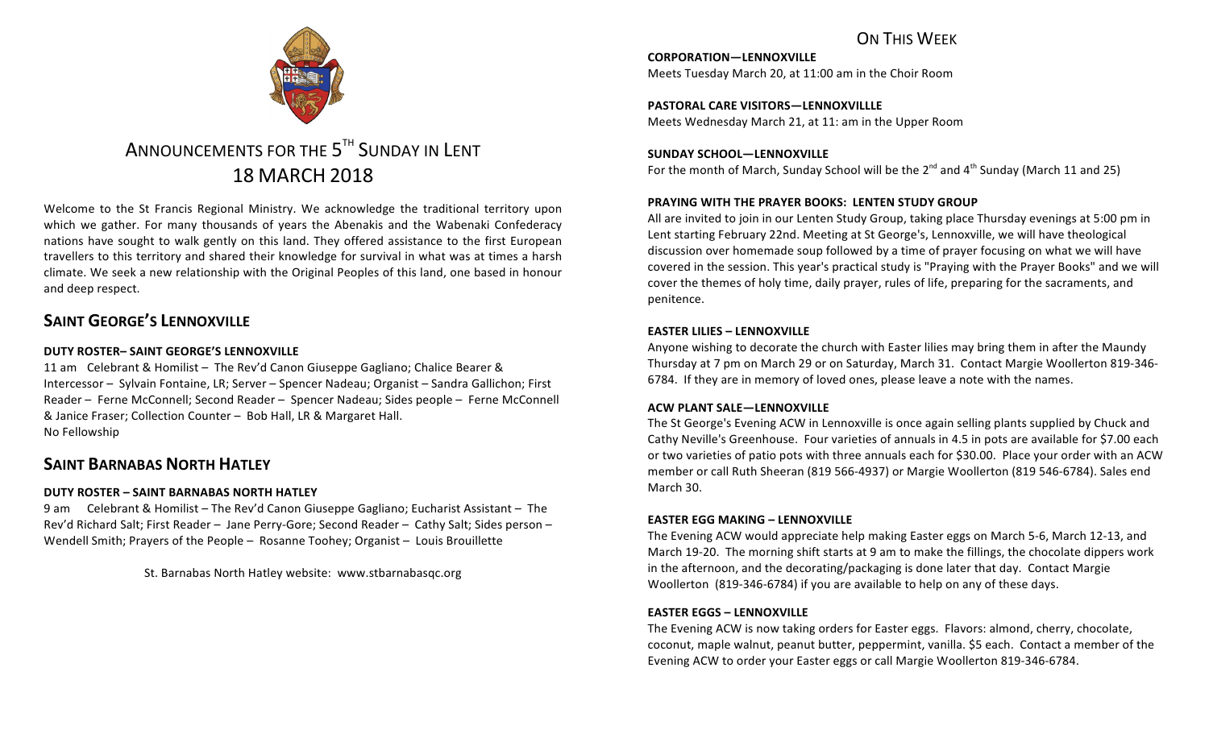# ANNOUNCEMENTS FOR THE 5TH SUNDAY IN LENT

# 18 MARCH 2018

Welcome to the St Francis Regional Ministry. We acknowledge the traditional territory upon which we gather. For many thousands of years the Abenakis and the Wabenaki Confederacy nations have sought to walk gently on this land. They offered assistance to the first European travellers to this territory and shared their knowledge for survival in what was at times a harsh climate. We seek a new relationship with the Original Peoples of this land, one based in honour and deep respect.

## SAINT GEORGE'S LENNOXVILLE

**DUTY ROSTER– SAINT GEORGE'S LENNOXVILLE**

11 am Celebrant & Homilist – The Rev'd Canon Giuseppe Gagliano; Chalice Bearer & Intercessor – Sylvain Fontaine, LR; Server – Spencer Nadeau; Organist – Sandra Gallichon; First Reader – Ferne McConnell; Second Reader – Spencer Nadeau; Sides people – Ferne McConnell & Janice Fraser; Collection Counter – Bob Hall, LR & Margaret Hall.
No Fellowship

## SAINT BARNABAS NORTH HATLEY

**DUTY ROSTER – SAINT BARNABAS NORTH HATLEY**

9 am Celebrant & Homilist – The Rev'd Canon Giuseppe Gagliano; Eucharist Assistant – The Rev'd Richard Salt; First Reader – Jane Perry-Gore; Second Reader – Cathy Salt; Sides person – Wendell Smith; Prayers of the People – Rosanne Toohey; Organist – Louis Brouillette

St. Barnabas North Hatley website: www.stbarnabasqc.org

## ON THIS WEEK

**CORPORATION—LENNOXVILLE**
Meets Tuesday March 20, at 11:00 am in the Choir Room

**PASTORAL CARE VISITORS—LENNOXVILLLE**
Meets Wednesday March 21, at 11: am in the Upper Room

**SUNDAY SCHOOL—LENNOXVILLE**
For the month of March, Sunday School will be the 2nd and 4th Sunday (March 11 and 25)

**PRAYING WITH THE PRAYER BOOKS: LENTEN STUDY GROUP**
All are invited to join in our Lenten Study Group, taking place Thursday evenings at 5:00 pm in Lent starting February 22nd. Meeting at St George's, Lennoxville, we will have theological discussion over homemade soup followed by a time of prayer focusing on what we will have covered in the session. This year's practical study is "Praying with the Prayer Books" and we will cover the themes of holy time, daily prayer, rules of life, preparing for the sacraments, and penitence.

**EASTER LILIES – LENNOXVILLE**
Anyone wishing to decorate the church with Easter lilies may bring them in after the Maundy Thursday at 7 pm on March 29 or on Saturday, March 31. Contact Margie Woollerton 819-346-6784. If they are in memory of loved ones, please leave a note with the names.

**ACW PLANT SALE—LENNOXVILLE**
The St George's Evening ACW in Lennoxville is once again selling plants supplied by Chuck and Cathy Neville's Greenhouse. Four varieties of annuals in 4.5 in pots are available for $7.00 each or two varieties of patio pots with three annuals each for $30.00. Place your order with an ACW member or call Ruth Sheeran (819 566-4937) or Margie Woollerton (819 546-6784). Sales end March 30.

**EASTER EGG MAKING – LENNOXVILLE**
The Evening ACW would appreciate help making Easter eggs on March 5-6, March 12-13, and March 19-20. The morning shift starts at 9 am to make the fillings, the chocolate dippers work in the afternoon, and the decorating/packaging is done later that day. Contact Margie Woollerton (819-346-6784) if you are available to help on any of these days.

**EASTER EGGS – LENNOXVILLE**
The Evening ACW is now taking orders for Easter eggs. Flavors: almond, cherry, chocolate, coconut, maple walnut, peanut butter, peppermint, vanilla. $5 each. Contact a member of the Evening ACW to order your Easter eggs or call Margie Woollerton 819-346-6784.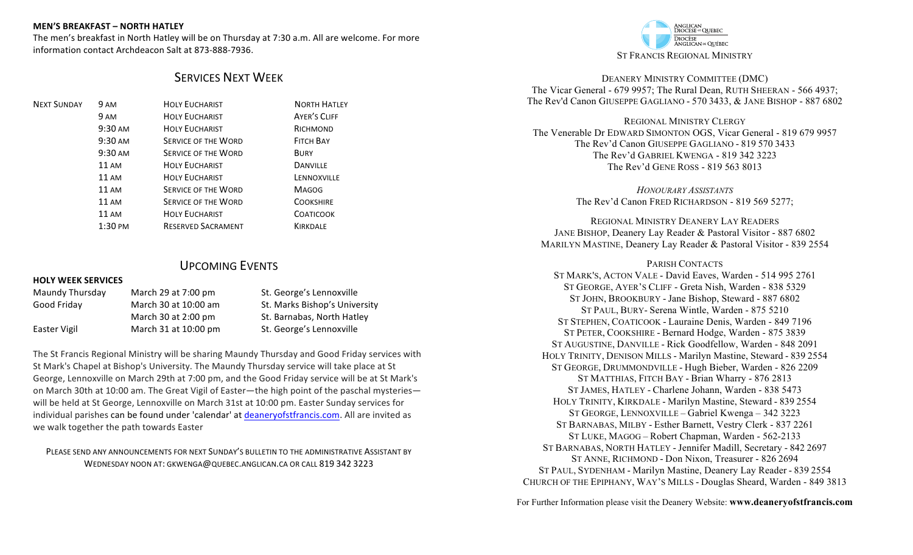**MEN'S BREAKFAST – NORTH HATLEY**

The men's breakfast in North Hatley will be on Thursday at 7:30 a.m. All are welcome. For more information contact Archdeacon Salt at 873-888-7936.

## SERVICES NEXT WEEK

| | | | |
|---|---|---|---|
| NEXT SUNDAY | 9 AM | HOLY EUCHARIST | NORTH HATLEY |
| | 9 AM | HOLY EUCHARIST | AYER'S CLIFF |
| | 9:30 AM | HOLY EUCHARIST | RICHMOND |
| | 9:30 AM | SERVICE OF THE WORD | FITCH BAY |
| | 9:30 AM | SERVICE OF THE WORD | BURY |
| | 11 AM | HOLY EUCHARIST | DANVILLE |
| | 11 AM | HOLY EUCHARIST | LENNOXVILLE |
| | 11 AM | SERVICE OF THE WORD | MAGOG |
| | 11 AM | SERVICE OF THE WORD | COOKSHIRE |
| | 11 AM | HOLY EUCHARIST | COATICOOK |
| | 1:30 PM | RESERVED SACRAMENT | KIRKDALE |

## UPCOMING EVENTS

**HOLY WEEK SERVICES**

| | | |
|---|---|---|
| Maundy Thursday | March 29 at 7:00 pm | St. George's Lennoxville |
| Good Friday | March 30 at 10:00 am | St. Marks Bishop's University |
| | March 30 at 2:00 pm | St. Barnabas, North Hatley |
| Easter Vigil | March 31 at 10:00 pm | St. George's Lennoxville |

The St Francis Regional Ministry will be sharing Maundy Thursday and Good Friday services with St Mark's Chapel at Bishop's University. The Maundy Thursday service will take place at St George, Lennoxville on March 29th at 7:00 pm, and the Good Friday service will be at St Mark's on March 30th at 10:00 am. The Great Vigil of Easter—the high point of the paschal mysteries—will be held at St George, Lennoxville on March 31st at 10:00 pm. Easter Sunday services for individual parishes can be found under 'calendar' at deaneryofstfrancis.com. All are invited as we walk together the path towards Easter

PLEASE SEND ANY ANNOUNCEMENTS FOR NEXT SUNDAY'S BULLETIN TO THE ADMINISTRATIVE ASSISTANT BY WEDNESDAY NOON AT: GKWENGA@QUEBEC.ANGLICAN.CA OR CALL 819 342 3223

ANGLICAN DIOCESE OF QUEBEC
DIOCÈSE ANGLICAN DE QUÉBEC

ST FRANCIS REGIONAL MINISTRY

DEANERY MINISTRY COMMITTEE (DMC)
The Vicar General - 679 9957; The Rural Dean, RUTH SHEERAN - 566 4937; The Rev'd Canon GIUSEPPE GAGLIANO - 570 3433, & JANE BISHOP - 887 6802

REGIONAL MINISTRY CLERGY
The Venerable Dr EDWARD SIMONTON OGS, Vicar General - 819 679 9957
The Rev'd Canon GIUSEPPE GAGLIANO - 819 570 3433
The Rev'd GABRIEL KWENGA - 819 342 3223
The Rev'd GENE ROSS - 819 563 8013

*HONOURARY ASSISTANTS*
The Rev'd Canon FRED RICHARDSON - 819 569 5277;

REGIONAL MINISTRY DEANERY LAY READERS
JANE BISHOP, Deanery Lay Reader & Pastoral Visitor - 887 6802
MARILYN MASTINE, Deanery Lay Reader & Pastoral Visitor - 839 2554

PARISH CONTACTS
ST MARK'S, ACTON VALE - David Eaves, Warden - 514 995 2761
ST GEORGE, AYER'S CLIFF - Greta Nish, Warden - 838 5329
ST JOHN, BROOKBURY - Jane Bishop, Steward - 887 6802
ST PAUL, BURY- Serena Wintle, Warden - 875 5210
ST STEPHEN, COATICOOK - Lauraine Denis, Warden - 849 7196
ST PETER, COOKSHIRE - Bernard Hodge, Warden - 875 3839
ST AUGUSTINE, DANVILLE - Rick Goodfellow, Warden - 848 2091
HOLY TRINITY, DENISON MILLS - Marilyn Mastine, Steward - 839 2554
ST GEORGE, DRUMMONDVILLE - Hugh Bieber, Warden - 826 2209
ST MATTHIAS, FITCH BAY - Brian Wharry - 876 2813
ST JAMES, HATLEY - Charlene Johann, Warden - 838 5473
HOLY TRINITY, KIRKDALE - Marilyn Mastine, Steward - 839 2554
ST GEORGE, LENNOXVILLE – Gabriel Kwenga – 342 3223
ST BARNABAS, MILBY - Esther Barnett, Vestry Clerk - 837 2261
ST LUKE, MAGOG – Robert Chapman, Warden - 562-2133
ST BARNABAS, NORTH HATLEY - Jennifer Madill, Secretary - 842 2697
ST ANNE, RICHMOND - Don Nixon, Treasurer - 826 2694
ST PAUL, SYDENHAM - Marilyn Mastine, Deanery Lay Reader - 839 2554
CHURCH OF THE EPIPHANY, WAY'S MILLS - Douglas Sheard, Warden - 849 3813

For Further Information please visit the Deanery Website: **www.deaneryofstfrancis.com**